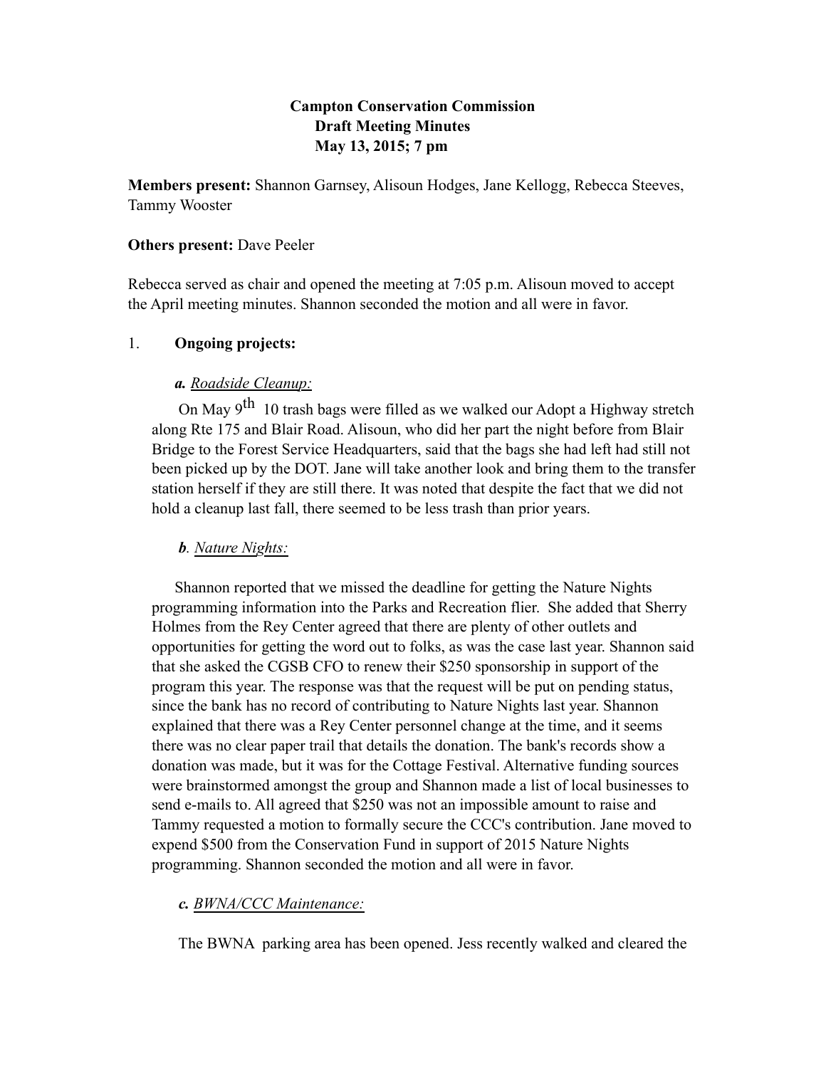**Campton Conservation Commission**
**Draft Meeting Minutes**
**May 13, 2015; 7 pm**

**Members present:** Shannon Garnsey, Alisoun Hodges, Jane Kellogg, Rebecca Steeves, Tammy Wooster

**Others present:** Dave Peeler

Rebecca served as chair and opened the meeting at 7:05 p.m. Alisoun moved to accept the April meeting minutes. Shannon seconded the motion and all were in favor.

1. **Ongoing projects:**

***a.*** *Roadside Cleanup:*

On May 9th 10 trash bags were filled as we walked our Adopt a Highway stretch along Rte 175 and Blair Road. Alisoun, who did her part the night before from Blair Bridge to the Forest Service Headquarters, said that the bags she had left had still not been picked up by the DOT. Jane will take another look and bring them to the transfer station herself if they are still there. It was noted that despite the fact that we did not hold a cleanup last fall, there seemed to be less trash than prior years.

***b****.* *Nature Nights:*

Shannon reported that we missed the deadline for getting the Nature Nights programming information into the Parks and Recreation flier. She added that Sherry Holmes from the Rey Center agreed that there are plenty of other outlets and opportunities for getting the word out to folks, as was the case last year. Shannon said that she asked the CGSB CFO to renew their $250 sponsorship in support of the program this year. The response was that the request will be put on pending status, since the bank has no record of contributing to Nature Nights last year. Shannon explained that there was a Rey Center personnel change at the time, and it seems there was no clear paper trail that details the donation. The bank's records show a donation was made, but it was for the Cottage Festival. Alternative funding sources were brainstormed amongst the group and Shannon made a list of local businesses to send e-mails to. All agreed that $250 was not an impossible amount to raise and Tammy requested a motion to formally secure the CCC's contribution. Jane moved to expend $500 from the Conservation Fund in support of 2015 Nature Nights programming. Shannon seconded the motion and all were in favor.

***c.*** *BWNA/CCC Maintenance:*

The BWNA parking area has been opened. Jess recently walked and cleared the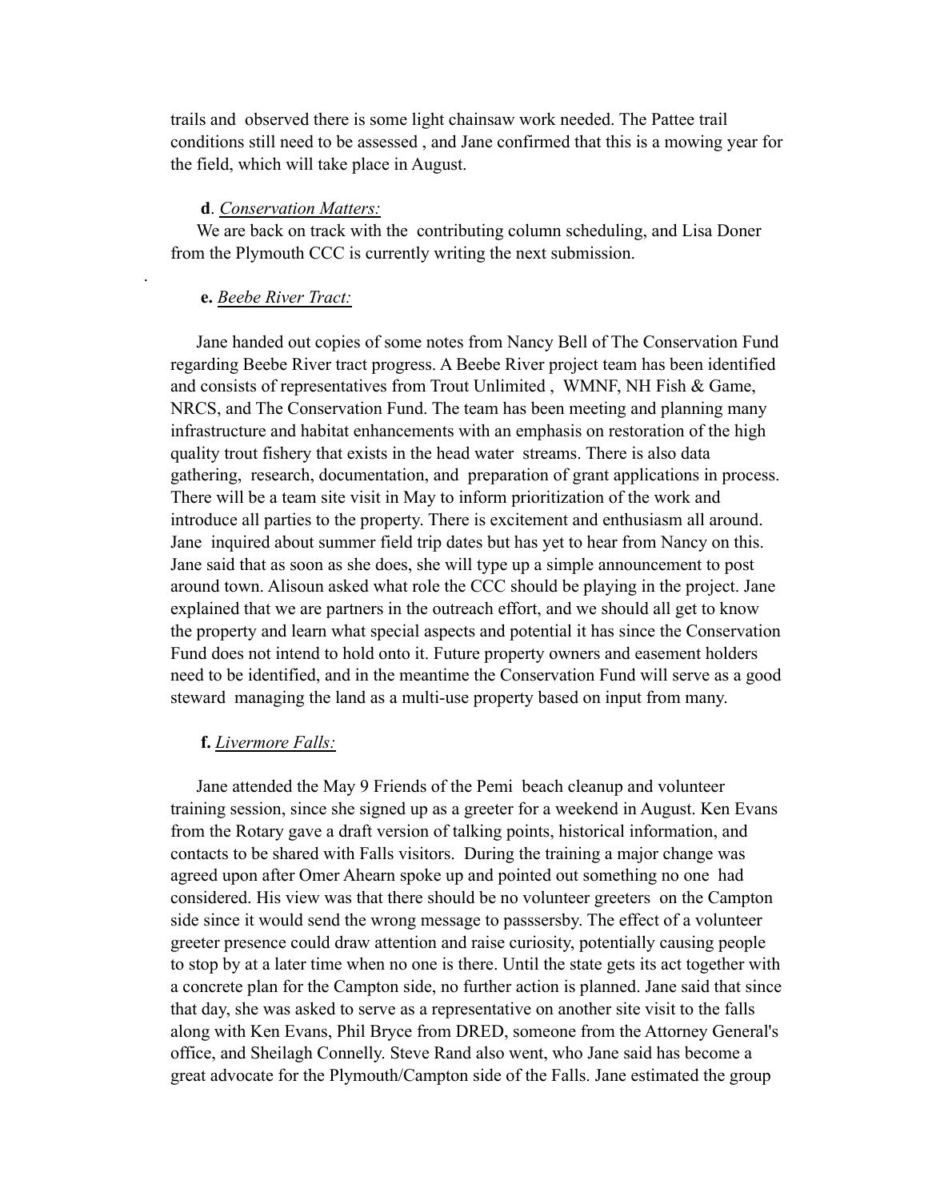trails and observed there is some light chainsaw work needed. The Pattee trail conditions still need to be assessed , and Jane confirmed that this is a mowing year for the field, which will take place in August.

**d**. *Conservation Matters:*

We are back on track with the contributing column scheduling, and Lisa Doner from the Plymouth CCC is currently writing the next submission.

.

**e.** *Beebe River Tract:*

Jane handed out copies of some notes from Nancy Bell of The Conservation Fund regarding Beebe River tract progress. A Beebe River project team has been identified and consists of representatives from Trout Unlimited , WMNF, NH Fish & Game, NRCS, and The Conservation Fund. The team has been meeting and planning many infrastructure and habitat enhancements with an emphasis on restoration of the high quality trout fishery that exists in the head water streams. There is also data gathering, research, documentation, and preparation of grant applications in process. There will be a team site visit in May to inform prioritization of the work and introduce all parties to the property. There is excitement and enthusiasm all around. Jane inquired about summer field trip dates but has yet to hear from Nancy on this. Jane said that as soon as she does, she will type up a simple announcement to post around town. Alisoun asked what role the CCC should be playing in the project. Jane explained that we are partners in the outreach effort, and we should all get to know the property and learn what special aspects and potential it has since the Conservation Fund does not intend to hold onto it. Future property owners and easement holders need to be identified, and in the meantime the Conservation Fund will serve as a good steward managing the land as a multi-use property based on input from many.

**f.** *Livermore Falls:*

Jane attended the May 9 Friends of the Pemi beach cleanup and volunteer training session, since she signed up as a greeter for a weekend in August. Ken Evans from the Rotary gave a draft version of talking points, historical information, and contacts to be shared with Falls visitors. During the training a major change was agreed upon after Omer Ahearn spoke up and pointed out something no one had considered. His view was that there should be no volunteer greeters on the Campton side since it would send the wrong message to passsersby. The effect of a volunteer greeter presence could draw attention and raise curiosity, potentially causing people to stop by at a later time when no one is there. Until the state gets its act together with a concrete plan for the Campton side, no further action is planned. Jane said that since that day, she was asked to serve as a representative on another site visit to the falls along with Ken Evans, Phil Bryce from DRED, someone from the Attorney General's office, and Sheilagh Connelly. Steve Rand also went, who Jane said has become a great advocate for the Plymouth/Campton side of the Falls. Jane estimated the group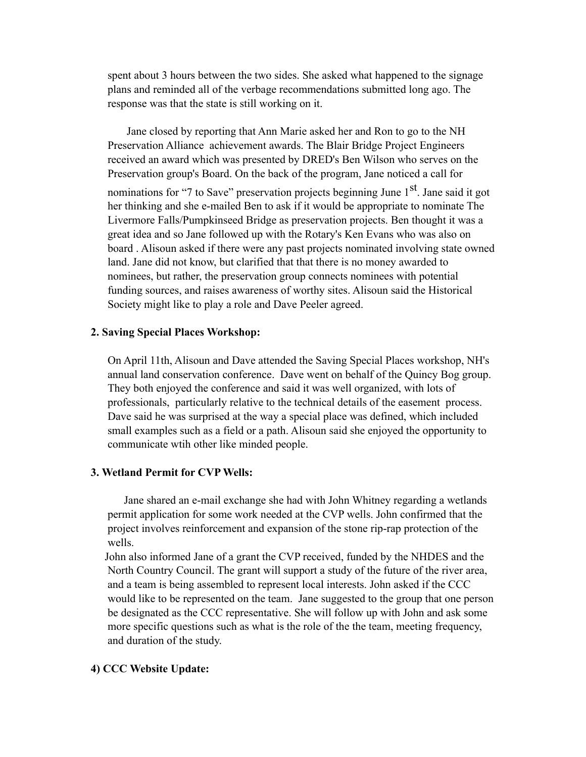spent about 3 hours between the two sides. She asked what happened to the signage plans and reminded all of the verbage recommendations submitted long ago. The response was that the state is still working on it.

Jane closed by reporting that Ann Marie asked her and Ron to go to the NH Preservation Alliance achievement awards. The Blair Bridge Project Engineers received an award which was presented by DRED's Ben Wilson who serves on the Preservation group's Board. On the back of the program, Jane noticed a call for nominations for "7 to Save" preservation projects beginning June 1st. Jane said it got her thinking and she e-mailed Ben to ask if it would be appropriate to nominate The Livermore Falls/Pumpkinseed Bridge as preservation projects. Ben thought it was a great idea and so Jane followed up with the Rotary's Ken Evans who was also on board . Alisoun asked if there were any past projects nominated involving state owned land. Jane did not know, but clarified that that there is no money awarded to nominees, but rather, the preservation group connects nominees with potential funding sources, and raises awareness of worthy sites. Alisoun said the Historical Society might like to play a role and Dave Peeler agreed.

**2. Saving Special Places Workshop:**

On April 11th, Alisoun and Dave attended the Saving Special Places workshop, NH's annual land conservation conference. Dave went on behalf of the Quincy Bog group. They both enjoyed the conference and said it was well organized, with lots of professionals, particularly relative to the technical details of the easement process. Dave said he was surprised at the way a special place was defined, which included small examples such as a field or a path. Alisoun said she enjoyed the opportunity to communicate wtih other like minded people.

**3. Wetland Permit for CVP Wells:**

Jane shared an e-mail exchange she had with John Whitney regarding a wetlands permit application for some work needed at the CVP wells. John confirmed that the project involves reinforcement and expansion of the stone rip-rap protection of the wells.

John also informed Jane of a grant the CVP received, funded by the NHDES and the North Country Council. The grant will support a study of the future of the river area, and a team is being assembled to represent local interests. John asked if the CCC would like to be represented on the team. Jane suggested to the group that one person be designated as the CCC representative. She will follow up with John and ask some more specific questions such as what is the role of the the team, meeting frequency, and duration of the study.

**4) CCC Website Update:**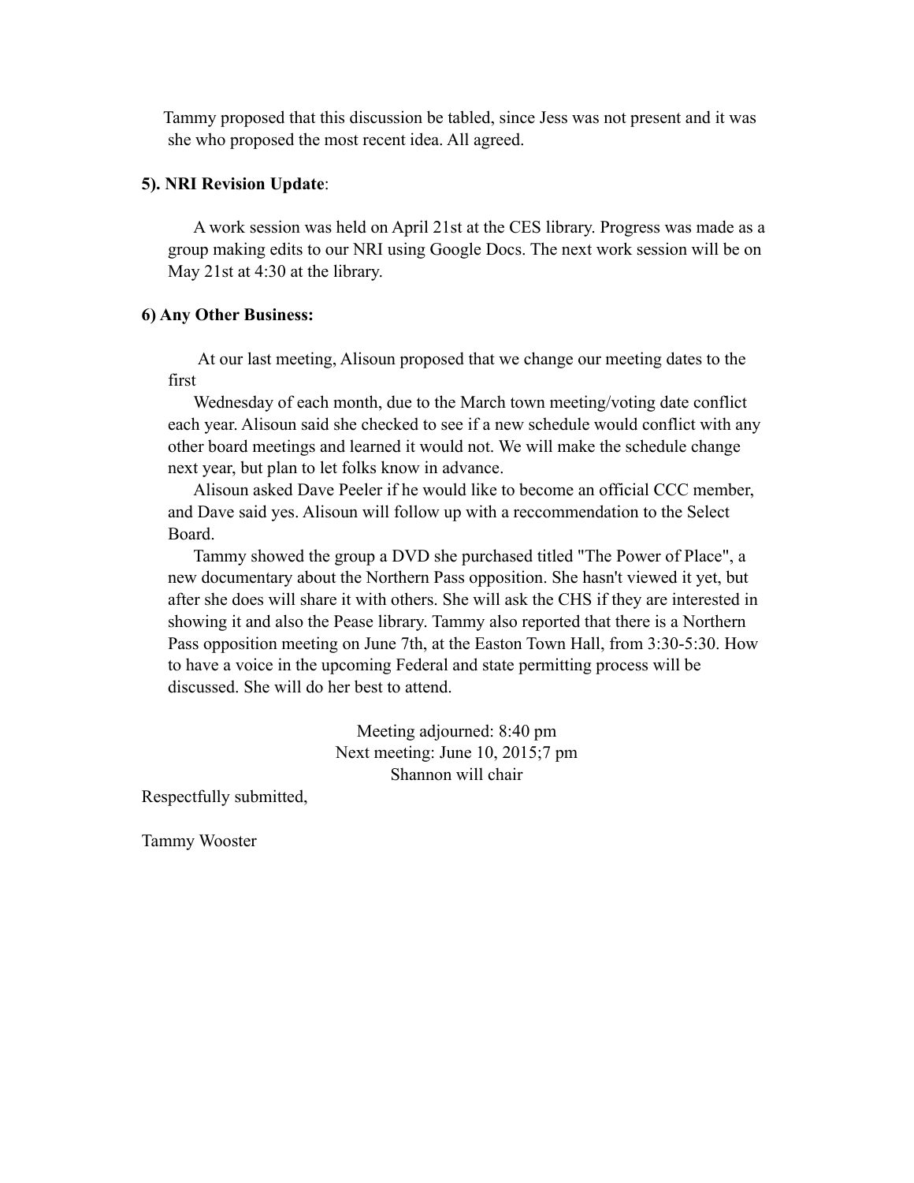Tammy proposed that this discussion be tabled, since Jess was not present and it was she who proposed the most recent idea. All agreed.

**5). NRI Revision Update**:

A work session was held on April 21st at the CES library. Progress was made as a group making edits to our NRI using Google Docs. The next work session will be on May 21st at 4:30 at the library.

**6) Any Other Business:**

At our last meeting, Alisoun proposed that we change our meeting dates to the first

Wednesday of each month, due to the March town meeting/voting date conflict each year. Alisoun said she checked to see if a new schedule would conflict with any other board meetings and learned it would not. We will make the schedule change next year, but plan to let folks know in advance.

Alisoun asked Dave Peeler if he would like to become an official CCC member, and Dave said yes. Alisoun will follow up with a reccommendation to the Select Board.

Tammy showed the group a DVD she purchased titled "The Power of Place", a new documentary about the Northern Pass opposition. She hasn't viewed it yet, but after she does will share it with others. She will ask the CHS if they are interested in showing it and also the Pease library. Tammy also reported that there is a Northern Pass opposition meeting on June 7th, at the Easton Town Hall, from 3:30-5:30. How to have a voice in the upcoming Federal and state permitting process will be discussed. She will do her best to attend.

Meeting adjourned: 8:40 pm
Next meeting: June 10, 2015;7 pm
Shannon will chair

Respectfully submitted,

Tammy Wooster